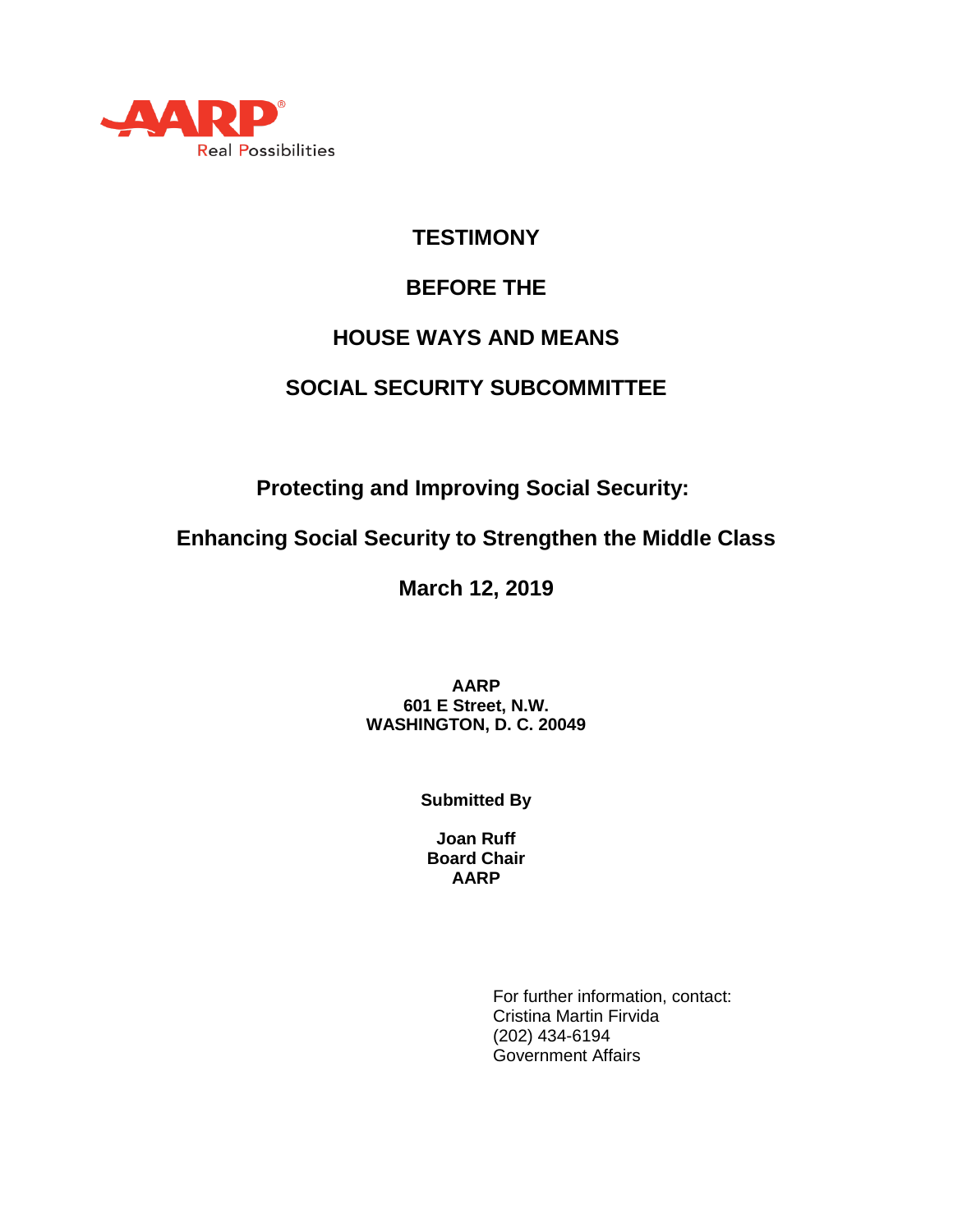AARP® Real Possibilities

# TESTIMONY

# BEFORE THE

# HOUSE WAYS AND MEANS

# SOCIAL SECURITY SUBCOMMITTEE

## Protecting and Improving Social Security:

## Enhancing Social Security to Strengthen the Middle Class

## March 12, 2019

**AARP**
**601 E Street, N.W.**
**WASHINGTON, D. C. 20049**

**Submitted By**

**Joan Ruff**
**Board Chair**
**AARP**

For further information, contact:
Cristina Martin Firvida
(202) 434-6194
Government Affairs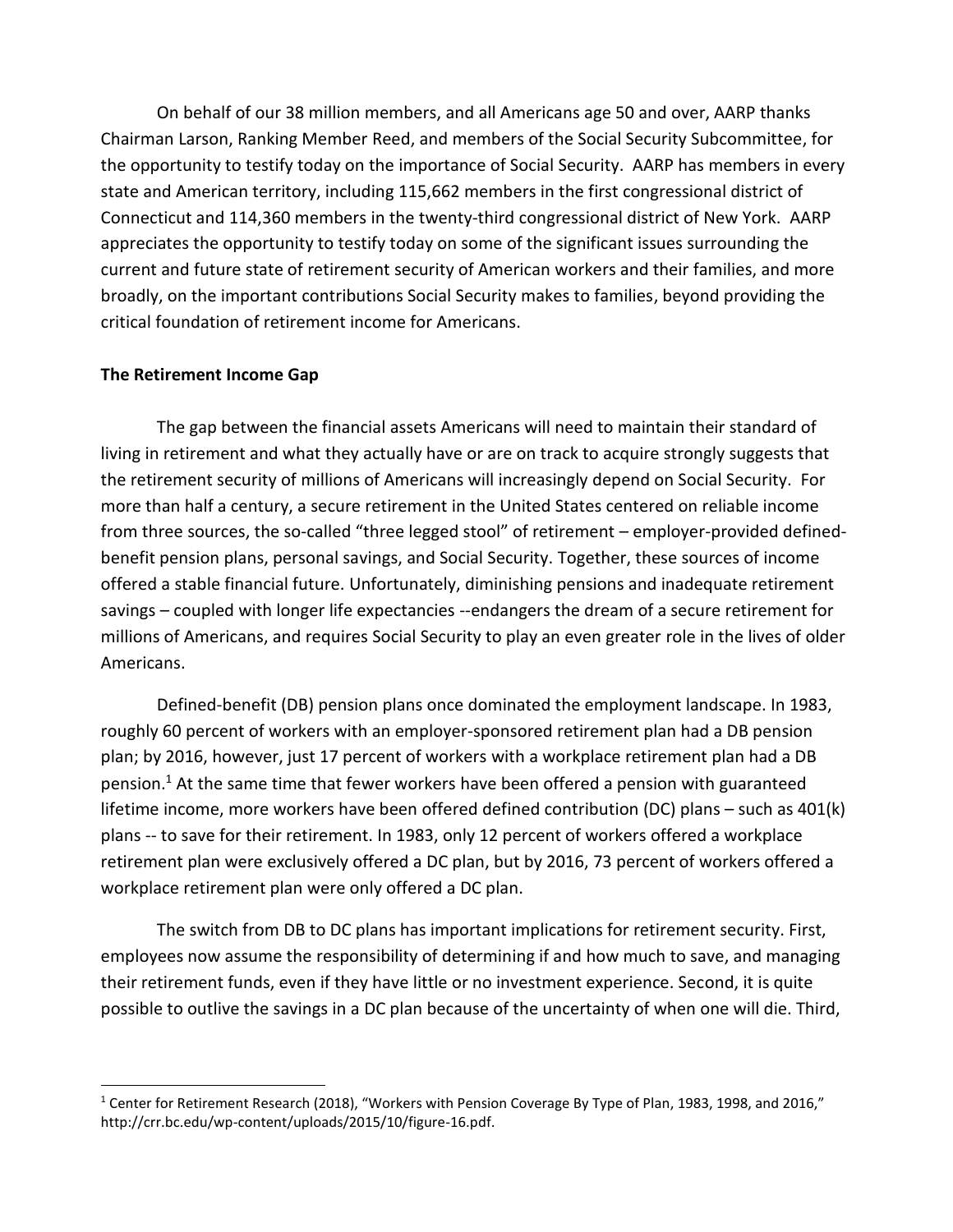On behalf of our 38 million members, and all Americans age 50 and over, AARP thanks Chairman Larson, Ranking Member Reed, and members of the Social Security Subcommittee, for the opportunity to testify today on the importance of Social Security. AARP has members in every state and American territory, including 115,662 members in the first congressional district of Connecticut and 114,360 members in the twenty-third congressional district of New York. AARP appreciates the opportunity to testify today on some of the significant issues surrounding the current and future state of retirement security of American workers and their families, and more broadly, on the important contributions Social Security makes to families, beyond providing the critical foundation of retirement income for Americans.

**The Retirement Income Gap**

The gap between the financial assets Americans will need to maintain their standard of living in retirement and what they actually have or are on track to acquire strongly suggests that the retirement security of millions of Americans will increasingly depend on Social Security. For more than half a century, a secure retirement in the United States centered on reliable income from three sources, the so-called "three legged stool" of retirement – employer-provided defined-benefit pension plans, personal savings, and Social Security. Together, these sources of income offered a stable financial future. Unfortunately, diminishing pensions and inadequate retirement savings – coupled with longer life expectancies --endangers the dream of a secure retirement for millions of Americans, and requires Social Security to play an even greater role in the lives of older Americans.

Defined-benefit (DB) pension plans once dominated the employment landscape. In 1983, roughly 60 percent of workers with an employer-sponsored retirement plan had a DB pension plan; by 2016, however, just 17 percent of workers with a workplace retirement plan had a DB pension.[1] At the same time that fewer workers have been offered a pension with guaranteed lifetime income, more workers have been offered defined contribution (DC) plans – such as 401(k) plans -- to save for their retirement. In 1983, only 12 percent of workers offered a workplace retirement plan were exclusively offered a DC plan, but by 2016, 73 percent of workers offered a workplace retirement plan were only offered a DC plan.

The switch from DB to DC plans has important implications for retirement security. First, employees now assume the responsibility of determining if and how much to save, and managing their retirement funds, even if they have little or no investment experience. Second, it is quite possible to outlive the savings in a DC plan because of the uncertainty of when one will die. Third,

[1] Center for Retirement Research (2018), "Workers with Pension Coverage By Type of Plan, 1983, 1998, and 2016," http://crr.bc.edu/wp-content/uploads/2015/10/figure-16.pdf.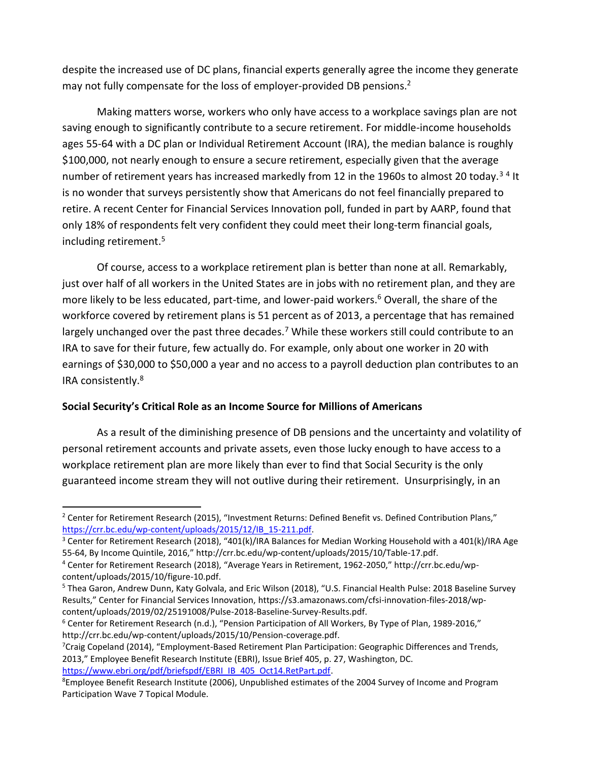despite the increased use of DC plans, financial experts generally agree the income they generate may not fully compensate for the loss of employer-provided DB pensions.[2]

Making matters worse, workers who only have access to a workplace savings plan are not saving enough to significantly contribute to a secure retirement. For middle-income households ages 55-64 with a DC plan or Individual Retirement Account (IRA), the median balance is roughly $100,000, not nearly enough to ensure a secure retirement, especially given that the average number of retirement years has increased markedly from 12 in the 1960s to almost 20 today.[3] [4] It is no wonder that surveys persistently show that Americans do not feel financially prepared to retire. A recent Center for Financial Services Innovation poll, funded in part by AARP, found that only 18% of respondents felt very confident they could meet their long-term financial goals, including retirement.[5]

Of course, access to a workplace retirement plan is better than none at all. Remarkably, just over half of all workers in the United States are in jobs with no retirement plan, and they are more likely to be less educated, part-time, and lower-paid workers.[6] Overall, the share of the workforce covered by retirement plans is 51 percent as of 2013, a percentage that has remained largely unchanged over the past three decades.[7] While these workers still could contribute to an IRA to save for their future, few actually do. For example, only about one worker in 20 with earnings of $30,000 to $50,000 a year and no access to a payroll deduction plan contributes to an IRA consistently.[8]

**Social Security's Critical Role as an Income Source for Millions of Americans**

As a result of the diminishing presence of DB pensions and the uncertainty and volatility of personal retirement accounts and private assets, even those lucky enough to have access to a workplace retirement plan are more likely than ever to find that Social Security is the only guaranteed income stream they will not outlive during their retirement. Unsurprisingly, in an

---

[2] Center for Retirement Research (2015), "Investment Returns: Defined Benefit vs. Defined Contribution Plans," https://crr.bc.edu/wp-content/uploads/2015/12/IB_15-211.pdf.

[3] Center for Retirement Research (2018), "401(k)/IRA Balances for Median Working Household with a 401(k)/IRA Age 55-64, By Income Quintile, 2016," http://crr.bc.edu/wp-content/uploads/2015/10/Table-17.pdf.

[4] Center for Retirement Research (2018), "Average Years in Retirement, 1962-2050," http://crr.bc.edu/wp-content/uploads/2015/10/figure-10.pdf.

[5] Thea Garon, Andrew Dunn, Katy Golvala, and Eric Wilson (2018), "U.S. Financial Health Pulse: 2018 Baseline Survey Results," Center for Financial Services Innovation, https://s3.amazonaws.com/cfsi-innovation-files-2018/wp-content/uploads/2019/02/25191008/Pulse-2018-Baseline-Survey-Results.pdf.

[6] Center for Retirement Research (n.d.), "Pension Participation of All Workers, By Type of Plan, 1989-2016," http://crr.bc.edu/wp-content/uploads/2015/10/Pension-coverage.pdf.

[7] Craig Copeland (2014), "Employment-Based Retirement Plan Participation: Geographic Differences and Trends, 2013," Employee Benefit Research Institute (EBRI), Issue Brief 405, p. 27, Washington, DC. https://www.ebri.org/pdf/briefspdf/EBRI_IB_405_Oct14.RetPart.pdf.

[8] Employee Benefit Research Institute (2006), Unpublished estimates of the 2004 Survey of Income and Program Participation Wave 7 Topical Module.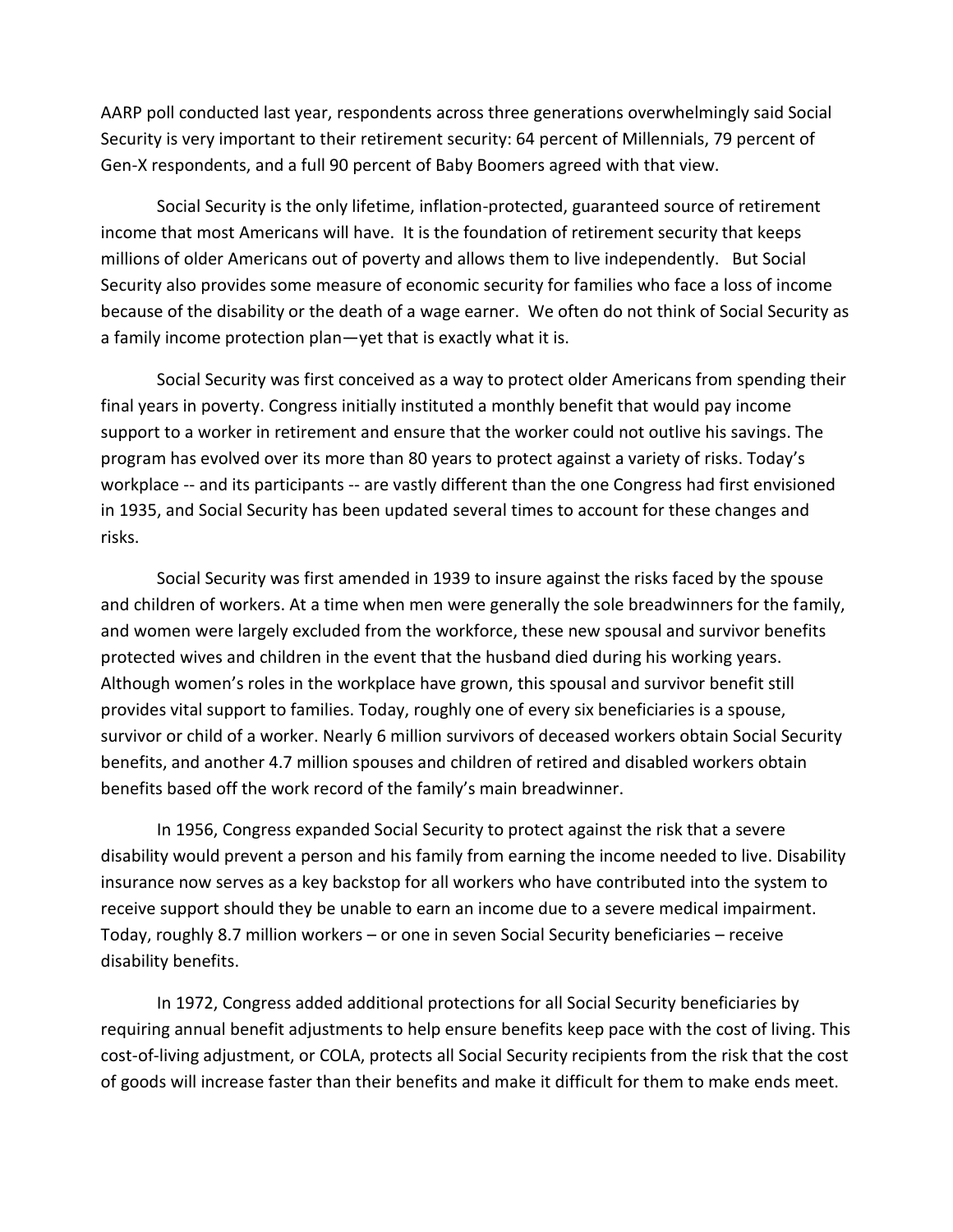AARP poll conducted last year, respondents across three generations overwhelmingly said Social Security is very important to their retirement security: 64 percent of Millennials, 79 percent of Gen-X respondents, and a full 90 percent of Baby Boomers agreed with that view.

Social Security is the only lifetime, inflation-protected, guaranteed source of retirement income that most Americans will have. It is the foundation of retirement security that keeps millions of older Americans out of poverty and allows them to live independently. But Social Security also provides some measure of economic security for families who face a loss of income because of the disability or the death of a wage earner. We often do not think of Social Security as a family income protection plan—yet that is exactly what it is.

Social Security was first conceived as a way to protect older Americans from spending their final years in poverty. Congress initially instituted a monthly benefit that would pay income support to a worker in retirement and ensure that the worker could not outlive his savings. The program has evolved over its more than 80 years to protect against a variety of risks. Today's workplace -- and its participants -- are vastly different than the one Congress had first envisioned in 1935, and Social Security has been updated several times to account for these changes and risks.

Social Security was first amended in 1939 to insure against the risks faced by the spouse and children of workers. At a time when men were generally the sole breadwinners for the family, and women were largely excluded from the workforce, these new spousal and survivor benefits protected wives and children in the event that the husband died during his working years. Although women's roles in the workplace have grown, this spousal and survivor benefit still provides vital support to families. Today, roughly one of every six beneficiaries is a spouse, survivor or child of a worker. Nearly 6 million survivors of deceased workers obtain Social Security benefits, and another 4.7 million spouses and children of retired and disabled workers obtain benefits based off the work record of the family's main breadwinner.

In 1956, Congress expanded Social Security to protect against the risk that a severe disability would prevent a person and his family from earning the income needed to live. Disability insurance now serves as a key backstop for all workers who have contributed into the system to receive support should they be unable to earn an income due to a severe medical impairment. Today, roughly 8.7 million workers – or one in seven Social Security beneficiaries – receive disability benefits.

In 1972, Congress added additional protections for all Social Security beneficiaries by requiring annual benefit adjustments to help ensure benefits keep pace with the cost of living. This cost-of-living adjustment, or COLA, protects all Social Security recipients from the risk that the cost of goods will increase faster than their benefits and make it difficult for them to make ends meet.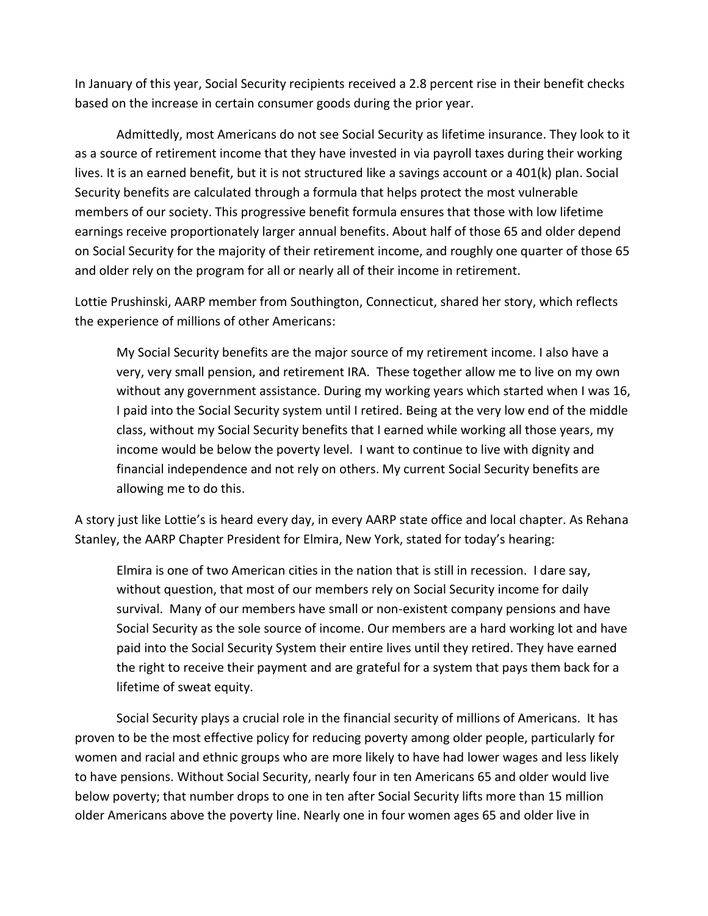In January of this year, Social Security recipients received a 2.8 percent rise in their benefit checks based on the increase in certain consumer goods during the prior year.

Admittedly, most Americans do not see Social Security as lifetime insurance. They look to it as a source of retirement income that they have invested in via payroll taxes during their working lives. It is an earned benefit, but it is not structured like a savings account or a 401(k) plan. Social Security benefits are calculated through a formula that helps protect the most vulnerable members of our society. This progressive benefit formula ensures that those with low lifetime earnings receive proportionately larger annual benefits. About half of those 65 and older depend on Social Security for the majority of their retirement income, and roughly one quarter of those 65 and older rely on the program for all or nearly all of their income in retirement.

Lottie Prushinski, AARP member from Southington, Connecticut, shared her story, which reflects the experience of millions of other Americans:

> My Social Security benefits are the major source of my retirement income. I also have a very, very small pension, and retirement IRA. These together allow me to live on my own without any government assistance. During my working years which started when I was 16, I paid into the Social Security system until I retired. Being at the very low end of the middle class, without my Social Security benefits that I earned while working all those years, my income would be below the poverty level. I want to continue to live with dignity and financial independence and not rely on others. My current Social Security benefits are allowing me to do this.

A story just like Lottie's is heard every day, in every AARP state office and local chapter. As Rehana Stanley, the AARP Chapter President for Elmira, New York, stated for today's hearing:

> Elmira is one of two American cities in the nation that is still in recession. I dare say, without question, that most of our members rely on Social Security income for daily survival. Many of our members have small or non-existent company pensions and have Social Security as the sole source of income. Our members are a hard working lot and have paid into the Social Security System their entire lives until they retired. They have earned the right to receive their payment and are grateful for a system that pays them back for a lifetime of sweat equity.

Social Security plays a crucial role in the financial security of millions of Americans. It has proven to be the most effective policy for reducing poverty among older people, particularly for women and racial and ethnic groups who are more likely to have had lower wages and less likely to have pensions. Without Social Security, nearly four in ten Americans 65 and older would live below poverty; that number drops to one in ten after Social Security lifts more than 15 million older Americans above the poverty line. Nearly one in four women ages 65 and older live in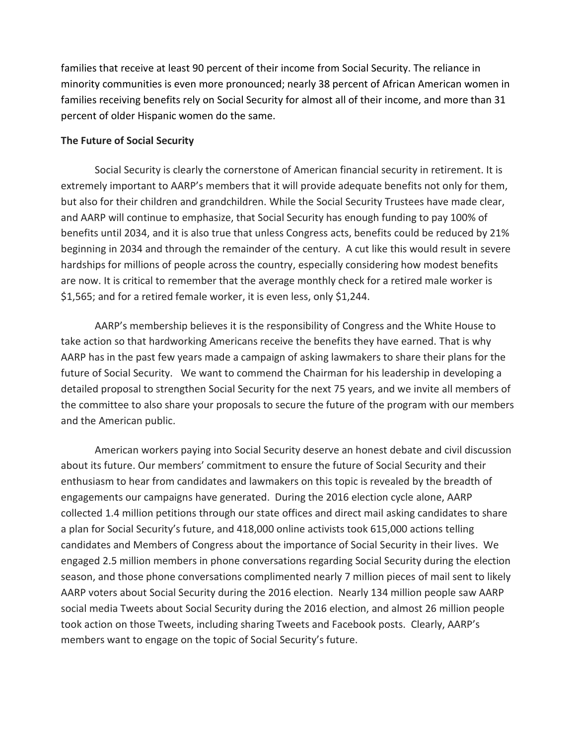families that receive at least 90 percent of their income from Social Security. The reliance in minority communities is even more pronounced; nearly 38 percent of African American women in families receiving benefits rely on Social Security for almost all of their income, and more than 31 percent of older Hispanic women do the same.

**The Future of Social Security**

Social Security is clearly the cornerstone of American financial security in retirement. It is extremely important to AARP's members that it will provide adequate benefits not only for them, but also for their children and grandchildren. While the Social Security Trustees have made clear, and AARP will continue to emphasize, that Social Security has enough funding to pay 100% of benefits until 2034, and it is also true that unless Congress acts, benefits could be reduced by 21% beginning in 2034 and through the remainder of the century. A cut like this would result in severe hardships for millions of people across the country, especially considering how modest benefits are now. It is critical to remember that the average monthly check for a retired male worker is $1,565; and for a retired female worker, it is even less, only $1,244.

AARP's membership believes it is the responsibility of Congress and the White House to take action so that hardworking Americans receive the benefits they have earned. That is why AARP has in the past few years made a campaign of asking lawmakers to share their plans for the future of Social Security. We want to commend the Chairman for his leadership in developing a detailed proposal to strengthen Social Security for the next 75 years, and we invite all members of the committee to also share your proposals to secure the future of the program with our members and the American public.

American workers paying into Social Security deserve an honest debate and civil discussion about its future. Our members' commitment to ensure the future of Social Security and their enthusiasm to hear from candidates and lawmakers on this topic is revealed by the breadth of engagements our campaigns have generated. During the 2016 election cycle alone, AARP collected 1.4 million petitions through our state offices and direct mail asking candidates to share a plan for Social Security's future, and 418,000 online activists took 615,000 actions telling candidates and Members of Congress about the importance of Social Security in their lives. We engaged 2.5 million members in phone conversations regarding Social Security during the election season, and those phone conversations complimented nearly 7 million pieces of mail sent to likely AARP voters about Social Security during the 2016 election. Nearly 134 million people saw AARP social media Tweets about Social Security during the 2016 election, and almost 26 million people took action on those Tweets, including sharing Tweets and Facebook posts. Clearly, AARP's members want to engage on the topic of Social Security's future.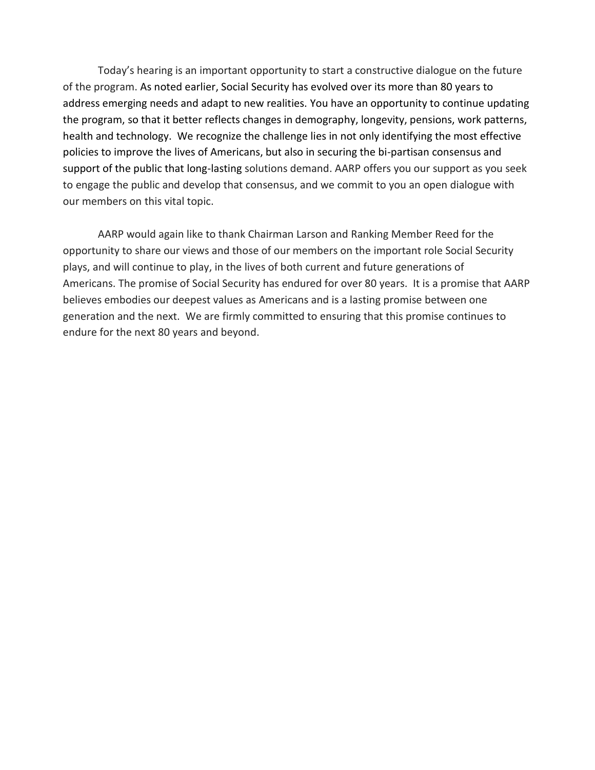Today's hearing is an important opportunity to start a constructive dialogue on the future of the program. As noted earlier, Social Security has evolved over its more than 80 years to address emerging needs and adapt to new realities. You have an opportunity to continue updating the program, so that it better reflects changes in demography, longevity, pensions, work patterns, health and technology. We recognize the challenge lies in not only identifying the most effective policies to improve the lives of Americans, but also in securing the bi-partisan consensus and support of the public that long-lasting solutions demand. AARP offers you our support as you seek to engage the public and develop that consensus, and we commit to you an open dialogue with our members on this vital topic.

AARP would again like to thank Chairman Larson and Ranking Member Reed for the opportunity to share our views and those of our members on the important role Social Security plays, and will continue to play, in the lives of both current and future generations of Americans. The promise of Social Security has endured for over 80 years. It is a promise that AARP believes embodies our deepest values as Americans and is a lasting promise between one generation and the next. We are firmly committed to ensuring that this promise continues to endure for the next 80 years and beyond.